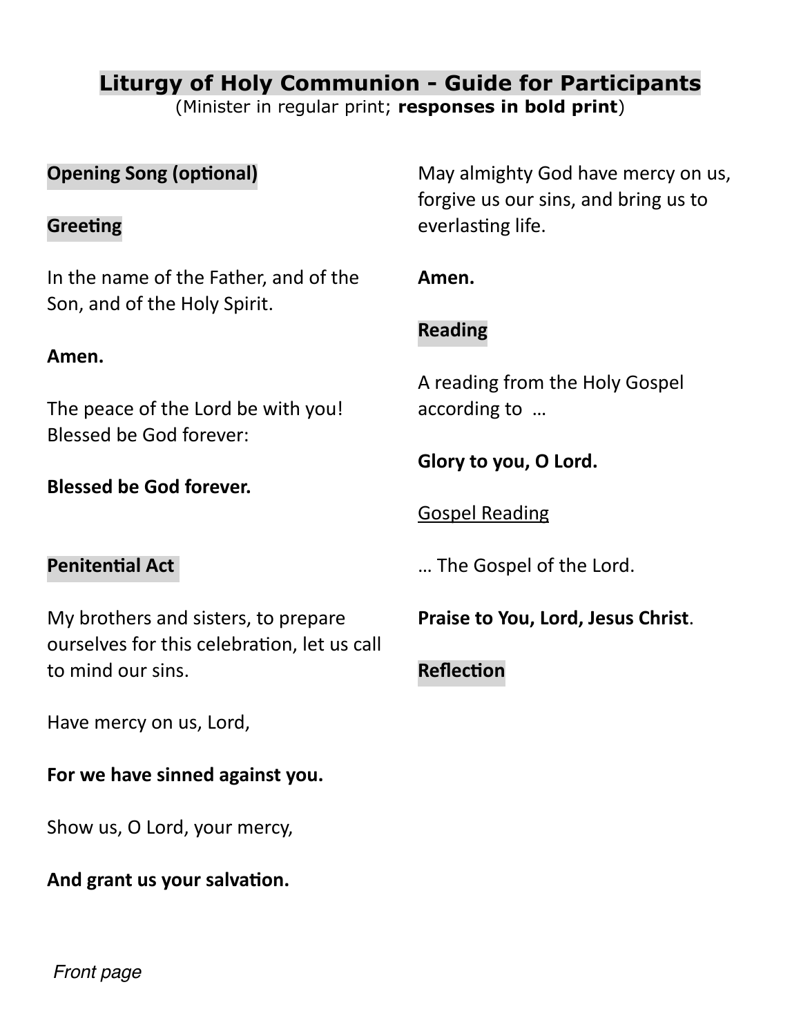# Liturgy of Holy Communion - Guide for Participants

(Minister in regular print; **responses in bold print**)

## Opening Song (optional)

## Greeting

In the name of the Father, and of the Son, and of the Holy Spirit.

**Amen.**

The peace of the Lord be with you! Blessed be God forever:

**Blessed be God forever.**

## Penitential Act

My brothers and sisters, to prepare ourselves for this celebration, let us call to mind our sins.

Have mercy on us, Lord,

**For we have sinned against you.**

Show us, O Lord, your mercy,

**And grant us your salvation.**

May almighty God have mercy on us, forgive us our sins, and bring us to everlasting life.

**Amen.**

## Reading

A reading from the Holy Gospel according to …

**Glory to you, O Lord.**

<u>Gospel Reading</u>

… The Gospel of the Lord.

**Praise to You, Lord, Jesus Christ**.

## Reflection

*Front page*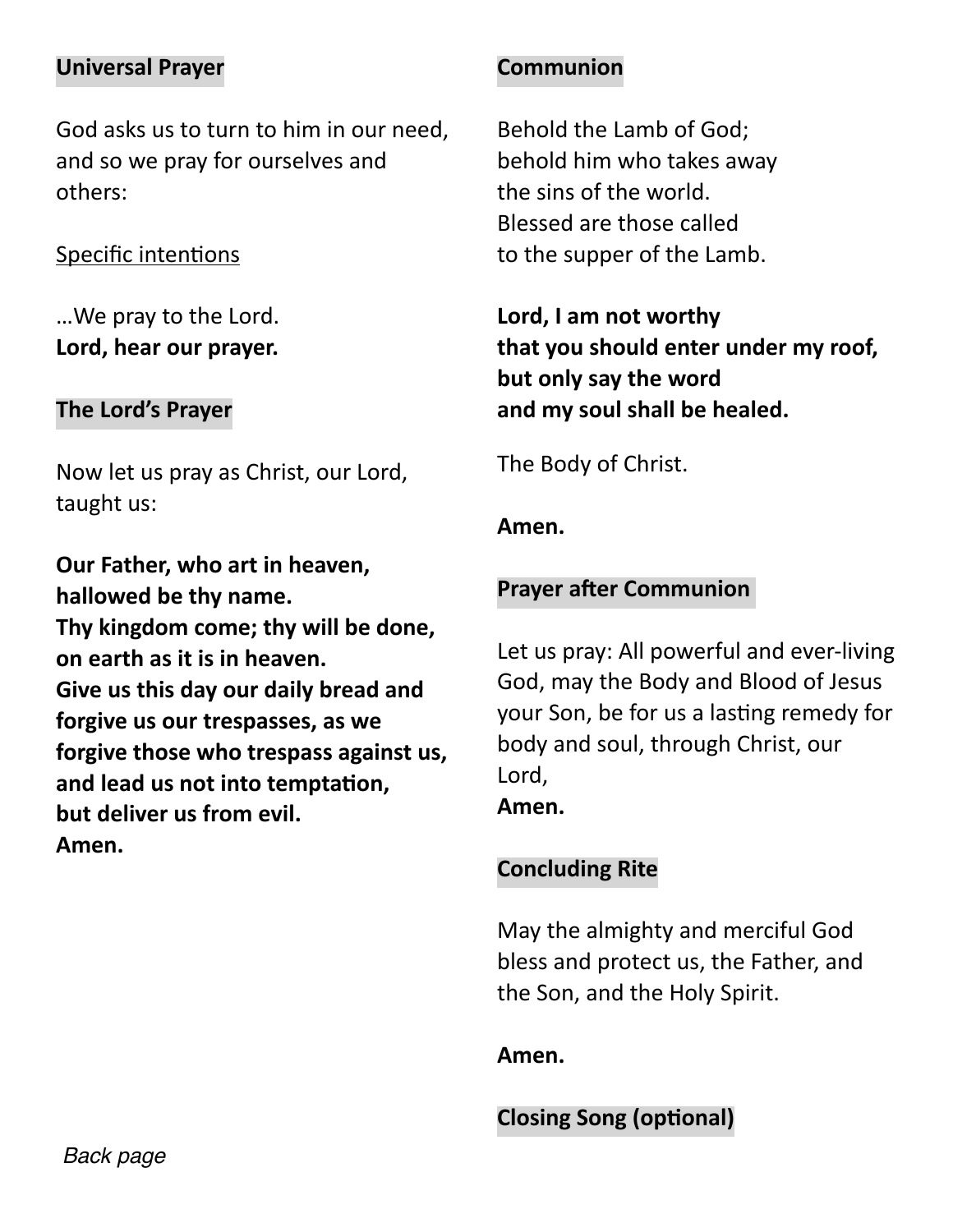## Universal Prayer

God asks us to turn to him in our need, and so we pray for ourselves and others:

Specific intentions

…We pray to the Lord.
**Lord, hear our prayer.**

## The Lord's Prayer

Now let us pray as Christ, our Lord, taught us:

**Our Father, who art in heaven,
hallowed be thy name.
Thy kingdom come; thy will be done,
on earth as it is in heaven.
Give us this day our daily bread and
forgive us our trespasses, as we
forgive those who trespass against us,
and lead us not into temptation,
but deliver us from evil.
Amen.**

## Communion

Behold the Lamb of God;
behold him who takes away
the sins of the world.
Blessed are those called
to the supper of the Lamb.

**Lord, I am not worthy
that you should enter under my roof,
but only say the word
and my soul shall be healed.**

The Body of Christ.

**Amen.**

## Prayer after Communion

Let us pray: All powerful and ever-living God, may the Body and Blood of Jesus your Son, be for us a lasting remedy for body and soul, through Christ, our Lord,
**Amen.**

## Concluding Rite

May the almighty and merciful God bless and protect us, the Father, and the Son, and the Holy Spirit.

**Amen.**

## Closing Song (optional)

*Back page*